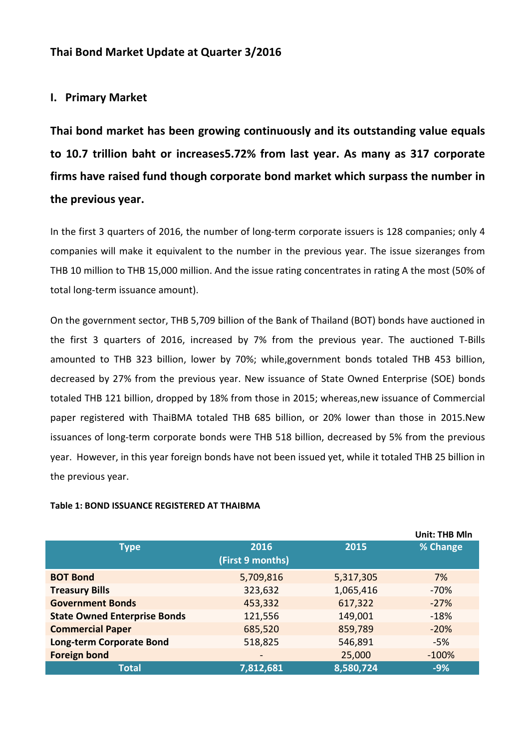## Thai Bond Market Update at Quarter 3/2016

## I. Primary Market

**Thai bond market has been growing continuously and its outstanding value equals to 10.7 trillion baht or increases5.72% from last year. As many as 317 corporate firms have raised fund though corporate bond market which surpass the number in the previous year.**

In the first 3 quarters of 2016, the number of long-term corporate issuers is 128 companies; only 4 companies will make it equivalent to the number in the previous year. The issue sizeranges from THB 10 million to THB 15,000 million. And the issue rating concentrates in rating A the most (50% of total long-term issuance amount).

On the government sector, THB 5,709 billion of the Bank of Thailand (BOT) bonds have auctioned in the first 3 quarters of 2016, increased by 7% from the previous year. The auctioned T-Bills amounted to THB 323 billion, lower by 70%; while,government bonds totaled THB 453 billion, decreased by 27% from the previous year. New issuance of State Owned Enterprise (SOE) bonds totaled THB 121 billion, dropped by 18% from those in 2015; whereas,new issuance of Commercial paper registered with ThaiBMA totaled THB 685 billion, or 20% lower than those in 2015.New issuances of long-term corporate bonds were THB 518 billion, decreased by 5% from the previous year. However, in this year foreign bonds have not been issued yet, while it totaled THB 25 billion in the previous year.

**Table 1: BOND ISSUANCE REGISTERED AT THAIBMA**

Unit: THB Mln

| Type | 2016 (First 9 months) | 2015 | % Change |
|---|---|---|---|
| **BOT Bond** | 5,709,816 | 5,317,305 | 7% |
| **Treasury Bills** | 323,632 | 1,065,416 | -70% |
| **Government Bonds** | 453,332 | 617,322 | -27% |
| **State Owned Enterprise Bonds** | 121,556 | 149,001 | -18% |
| **Commercial Paper** | 685,520 | 859,789 | -20% |
| **Long-term Corporate Bond** | 518,825 | 546,891 | -5% |
| **Foreign bond** | - | 25,000 | -100% |
| **Total** | **7,812,681** | **8,580,724** | **-9%** |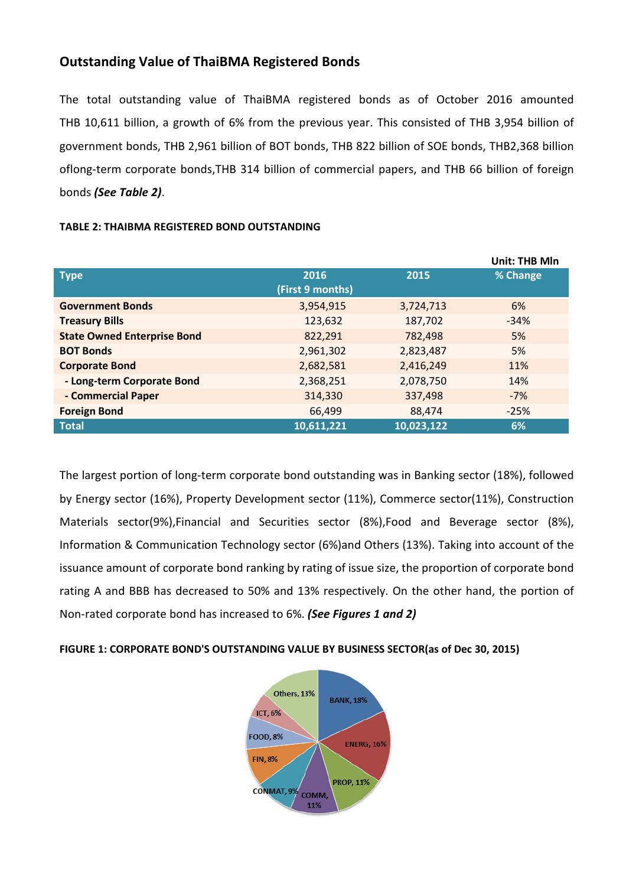## Outstanding Value of ThaiBMA Registered Bonds

The total outstanding value of ThaiBMA registered bonds as of October 2016 amounted THB 10,611 billion, a growth of 6% from the previous year. This consisted of THB 3,954 billion of government bonds, THB 2,961 billion of BOT bonds, THB 822 billion of SOE bonds, THB2,368 billion oflong-term corporate bonds,THB 314 billion of commercial papers, and THB 66 billion of foreign bonds ***(See Table 2)***.

**TABLE 2: THAIBMA REGISTERED BOND OUTSTANDING**

Unit: THB Mln

| Type | 2016 (First 9 months) | 2015 | % Change |
|---|---|---|---|
| **Government Bonds** | 3,954,915 | 3,724,713 | 6% |
| **Treasury Bills** | 123,632 | 187,702 | -34% |
| **State Owned Enterprise Bond** | 822,291 | 782,498 | 5% |
| **BOT Bonds** | 2,961,302 | 2,823,487 | 5% |
| **Corporate Bond** | 2,682,581 | 2,416,249 | 11% |
| **- Long-term Corporate Bond** | 2,368,251 | 2,078,750 | 14% |
| **- Commercial Paper** | 314,330 | 337,498 | -7% |
| **Foreign Bond** | 66,499 | 88,474 | -25% |
| **Total** | **10,611,221** | **10,023,122** | **6%** |

The largest portion of long-term corporate bond outstanding was in Banking sector (18%), followed by Energy sector (16%), Property Development sector (11%), Commerce sector(11%), Construction Materials sector(9%),Financial and Securities sector (8%),Food and Beverage sector (8%), Information & Communication Technology sector (6%)and Others (13%). Taking into account of the issuance amount of corporate bond ranking by rating of issue size, the proportion of corporate bond rating A and BBB has decreased to 50% and 13% respectively. On the other hand, the portion of Non-rated corporate bond has increased to 6%. ***(See Figures 1 and 2)***

**FIGURE 1: CORPORATE BOND'S OUTSTANDING VALUE BY BUSINESS SECTOR(as of Dec 30, 2015)**

BANK, 18%; ENERG, 16%; PROP, 11%; COMM, 11%; CONMAT, 9%; FIN, 8%; FOOD, 8%; ICT, 6%; Others, 13%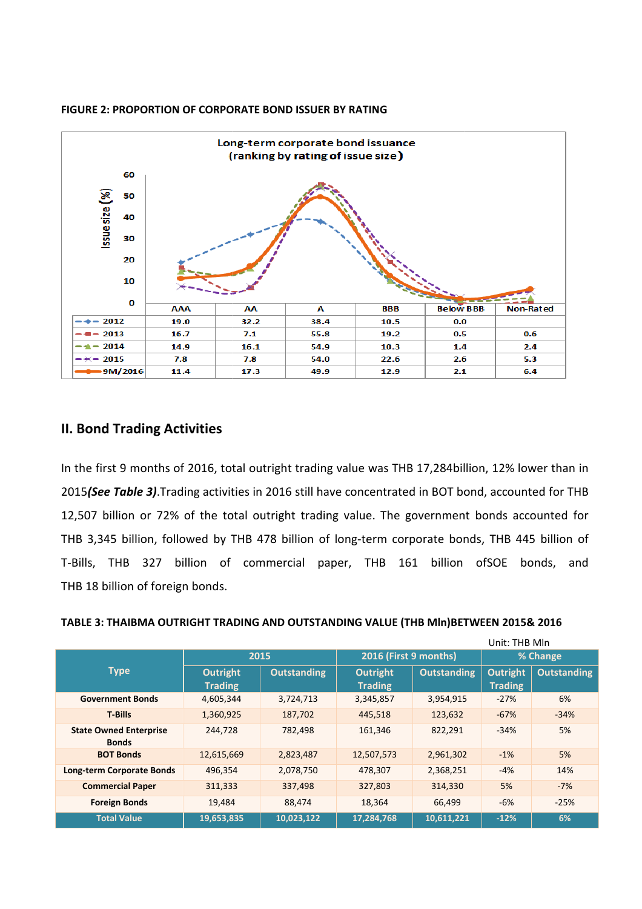**FIGURE 2: PROPORTION OF CORPORATE BOND ISSUER BY RATING**

Long-term corporate bond issuance
(ranking by rating of issue size)

| | AAA | AA | A | BBB | Below BBB | Non-Rated |
|---|---|---|---|---|---|---|
| 2012 | 19.0 | 32.2 | 38.4 | 10.5 | 0.0 | |
| 2013 | 16.7 | 7.1 | 55.8 | 19.2 | 0.5 | 0.6 |
| 2014 | 14.9 | 16.1 | 54.9 | 10.3 | 1.4 | 2.4 |
| 2015 | 7.8 | 7.8 | 54.0 | 22.6 | 2.6 | 5.3 |
| 9M/2016 | 11.4 | 17.3 | 49.9 | 12.9 | 2.1 | 6.4 |

## II. Bond Trading Activities

In the first 9 months of 2016, total outright trading value was THB 17,284billion, 12% lower than in 2015***(See Table 3)***.Trading activities in 2016 still have concentrated in BOT bond, accounted for THB 12,507 billion or 72% of the total outright trading value. The government bonds accounted for THB 3,345 billion, followed by THB 478 billion of long-term corporate bonds, THB 445 billion of T-Bills, THB 327 billion of commercial paper, THB 161 billion ofSOE bonds, and THB 18 billion of foreign bonds.

**TABLE 3: THAIBMA OUTRIGHT TRADING AND OUTSTANDING VALUE (THB Mln)BETWEEN 2015& 2016**

Unit: THB Mln

| Type | 2015 | | 2016 (First 9 months) | | % Change | |
|---|---|---|---|---|---|---|
| | Outright Trading | Outstanding | Outright Trading | Outstanding | Outright Trading | Outstanding |
| Government Bonds | 4,605,344 | 3,724,713 | 3,345,857 | 3,954,915 | -27% | 6% |
| T-Bills | 1,360,925 | 187,702 | 445,518 | 123,632 | -67% | -34% |
| State Owned Enterprise Bonds | 244,728 | 782,498 | 161,346 | 822,291 | -34% | 5% |
| BOT Bonds | 12,615,669 | 2,823,487 | 12,507,573 | 2,961,302 | -1% | 5% |
| Long-term Corporate Bonds | 496,354 | 2,078,750 | 478,307 | 2,368,251 | -4% | 14% |
| Commercial Paper | 311,333 | 337,498 | 327,803 | 314,330 | 5% | -7% |
| Foreign Bonds | 19,484 | 88,474 | 18,364 | 66,499 | -6% | -25% |
| Total Value | 19,653,835 | 10,023,122 | 17,284,768 | 10,611,221 | -12% | 6% |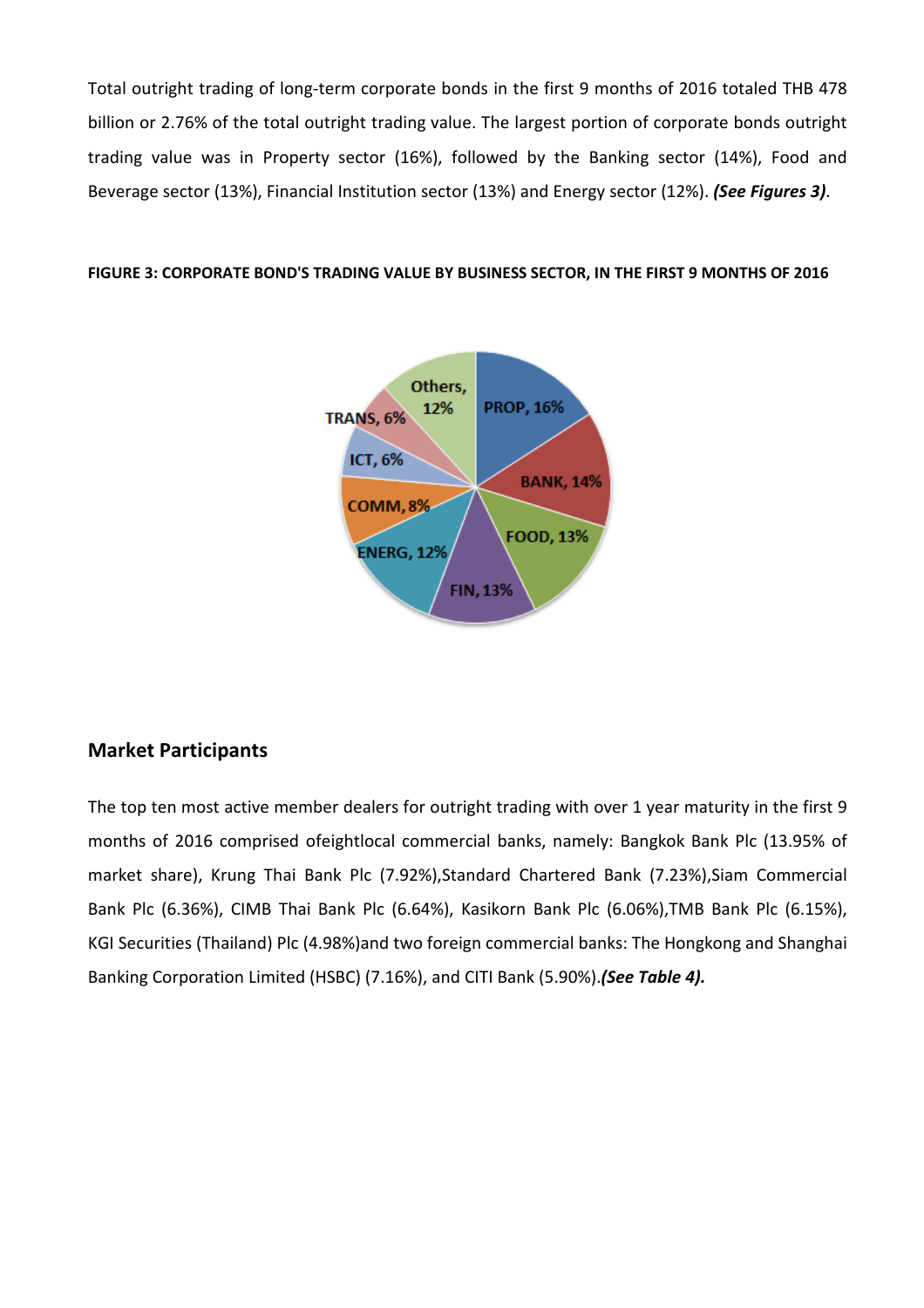Total outright trading of long-term corporate bonds in the first 9 months of 2016 totaled THB 478 billion or 2.76% of the total outright trading value. The largest portion of corporate bonds outright trading value was in Property sector (16%), followed by the Banking sector (14%), Food and Beverage sector (13%), Financial Institution sector (13%) and Energy sector (12%). ***(See Figures 3)***.

**FIGURE 3: CORPORATE BOND'S TRADING VALUE BY BUSINESS SECTOR, IN THE FIRST 9 MONTHS OF 2016**

| Sector | Share |
|---|---|
| PROP | 16% |
| BANK | 14% |
| FOOD | 13% |
| FIN | 13% |
| ENERG | 12% |
| COMM | 8% |
| ICT | 6% |
| TRANS | 6% |
| Others | 12% |

## Market Participants

The top ten most active member dealers for outright trading with over 1 year maturity in the first 9 months of 2016 comprised ofeightlocal commercial banks, namely: Bangkok Bank Plc (13.95% of market share), Krung Thai Bank Plc (7.92%),Standard Chartered Bank (7.23%),Siam Commercial Bank Plc (6.36%), CIMB Thai Bank Plc (6.64%), Kasikorn Bank Plc (6.06%),TMB Bank Plc (6.15%), KGI Securities (Thailand) Plc (4.98%)and two foreign commercial banks: The Hongkong and Shanghai Banking Corporation Limited (HSBC) (7.16%), and CITI Bank (5.90%).***(See Table 4).***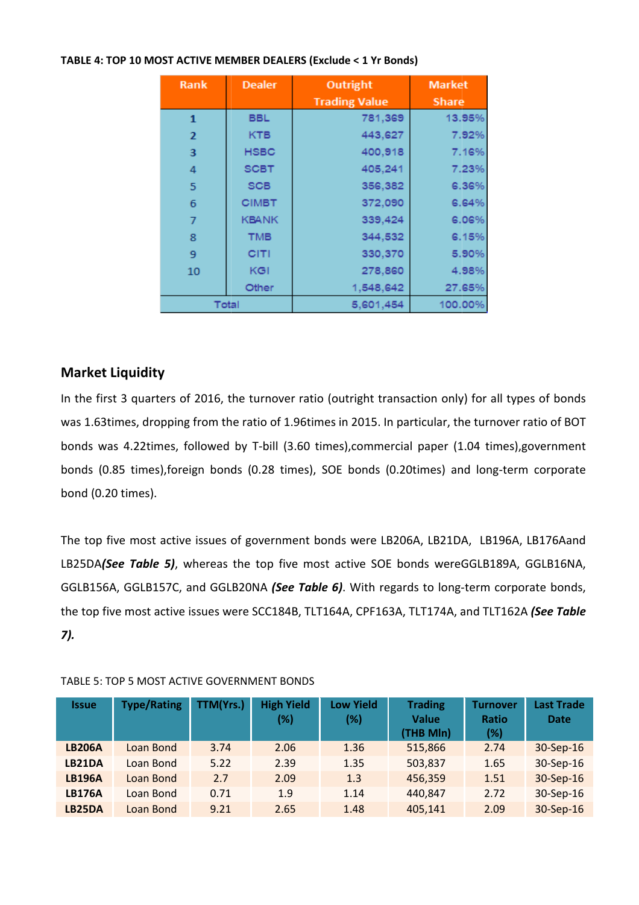**TABLE 4: TOP 10 MOST ACTIVE MEMBER DEALERS (Exclude < 1 Yr Bonds)**

| Rank | Dealer | Outright Trading Value | Market Share |
|---|---|---|---|
| 1 | BBL | 781,369 | 13.95% |
| 2 | KTB | 443,627 | 7.92% |
| 3 | HSBC | 400,918 | 7.16% |
| 4 | SCBT | 405,241 | 7.23% |
| 5 | SCB | 356,382 | 6.36% |
| 6 | CIMBT | 372,090 | 6.64% |
| 7 | KBANK | 339,424 | 6.06% |
| 8 | TMB | 344,532 | 6.15% |
| 9 | CITI | 330,370 | 5.90% |
| 10 | KGI | 278,860 | 4.98% |
| | Other | 1,548,642 | 27.65% |
| Total | | 5,601,454 | 100.00% |

## Market Liquidity

In the first 3 quarters of 2016, the turnover ratio (outright transaction only) for all types of bonds was 1.63times, dropping from the ratio of 1.96times in 2015. In particular, the turnover ratio of BOT bonds was 4.22times, followed by T-bill (3.60 times),commercial paper (1.04 times),government bonds (0.85 times),foreign bonds (0.28 times), SOE bonds (0.20times) and long-term corporate bond (0.20 times).

The top five most active issues of government bonds were LB206A, LB21DA, LB196A, LB176Aand LB25DA***(See Table 5)***, whereas the top five most active SOE bonds wereGGLB189A, GGLB16NA, GGLB156A, GGLB157C, and GGLB20NA ***(See Table 6)***. With regards to long-term corporate bonds, the top five most active issues were SCC184B, TLT164A, CPF163A, TLT174A, and TLT162A ***(See Table 7).***

TABLE 5: TOP 5 MOST ACTIVE GOVERNMENT BONDS

| Issue | Type/Rating | TTM(Yrs.) | High Yield (%) | Low Yield (%) | Trading Value (THB Mln) | Turnover Ratio (%) | Last Trade Date |
|---|---|---|---|---|---|---|---|
| **LB206A** | Loan Bond | 3.74 | 2.06 | 1.36 | 515,866 | 2.74 | 30-Sep-16 |
| **LB21DA** | Loan Bond | 5.22 | 2.39 | 1.35 | 503,837 | 1.65 | 30-Sep-16 |
| **LB196A** | Loan Bond | 2.7 | 2.09 | 1.3 | 456,359 | 1.51 | 30-Sep-16 |
| **LB176A** | Loan Bond | 0.71 | 1.9 | 1.14 | 440,847 | 2.72 | 30-Sep-16 |
| **LB25DA** | Loan Bond | 9.21 | 2.65 | 1.48 | 405,141 | 2.09 | 30-Sep-16 |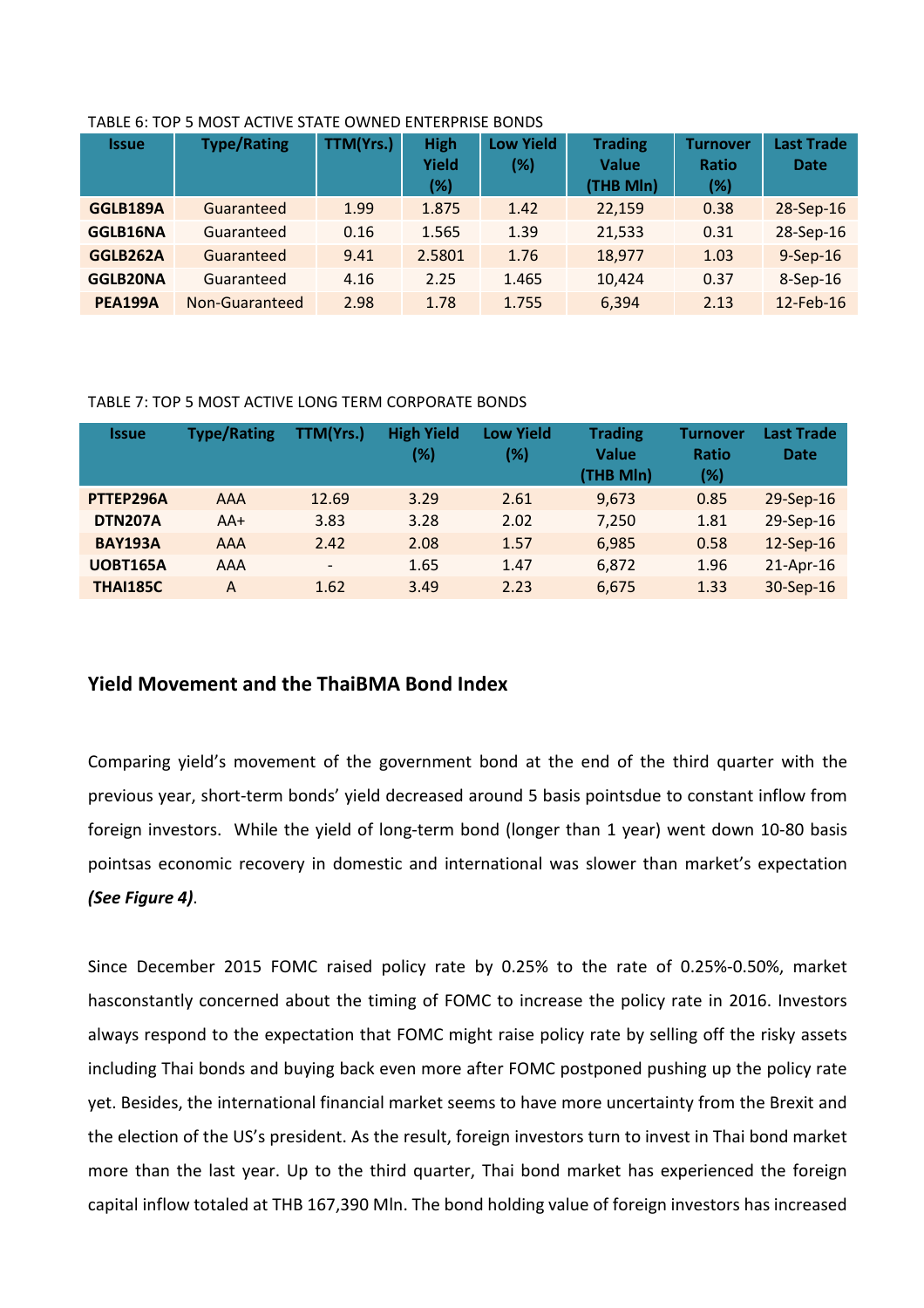TABLE 6: TOP 5 MOST ACTIVE STATE OWNED ENTERPRISE BONDS

| Issue | Type/Rating | TTM(Yrs.) | High Yield (%) | Low Yield (%) | Trading Value (THB Mln) | Turnover Ratio (%) | Last Trade Date |
|---|---|---|---|---|---|---|---|
| GGLB189A | Guaranteed | 1.99 | 1.875 | 1.42 | 22,159 | 0.38 | 28-Sep-16 |
| GGLB16NA | Guaranteed | 0.16 | 1.565 | 1.39 | 21,533 | 0.31 | 28-Sep-16 |
| GGLB262A | Guaranteed | 9.41 | 2.5801 | 1.76 | 18,977 | 1.03 | 9-Sep-16 |
| GGLB20NA | Guaranteed | 4.16 | 2.25 | 1.465 | 10,424 | 0.37 | 8-Sep-16 |
| PEA199A | Non-Guaranteed | 2.98 | 1.78 | 1.755 | 6,394 | 2.13 | 12-Feb-16 |

TABLE 7: TOP 5 MOST ACTIVE LONG TERM CORPORATE BONDS

| Issue | Type/Rating | TTM(Yrs.) | High Yield (%) | Low Yield (%) | Trading Value (THB Mln) | Turnover Ratio (%) | Last Trade Date |
|---|---|---|---|---|---|---|---|
| PTTEP296A | AAA | 12.69 | 3.29 | 2.61 | 9,673 | 0.85 | 29-Sep-16 |
| DTN207A | AA+ | 3.83 | 3.28 | 2.02 | 7,250 | 1.81 | 29-Sep-16 |
| BAY193A | AAA | 2.42 | 2.08 | 1.57 | 6,985 | 0.58 | 12-Sep-16 |
| UOBT165A | AAA | - | 1.65 | 1.47 | 6,872 | 1.96 | 21-Apr-16 |
| THAI185C | A | 1.62 | 3.49 | 2.23 | 6,675 | 1.33 | 30-Sep-16 |

## Yield Movement and the ThaiBMA Bond Index

Comparing yield's movement of the government bond at the end of the third quarter with the previous year, short-term bonds' yield decreased around 5 basis pointsdue to constant inflow from foreign investors. While the yield of long-term bond (longer than 1 year) went down 10-80 basis pointsas economic recovery in domestic and international was slower than market's expectation ***(See Figure 4)***.

Since December 2015 FOMC raised policy rate by 0.25% to the rate of 0.25%-0.50%, market hasconstantly concerned about the timing of FOMC to increase the policy rate in 2016. Investors always respond to the expectation that FOMC might raise policy rate by selling off the risky assets including Thai bonds and buying back even more after FOMC postponed pushing up the policy rate yet. Besides, the international financial market seems to have more uncertainty from the Brexit and the election of the US's president. As the result, foreign investors turn to invest in Thai bond market more than the last year. Up to the third quarter, Thai bond market has experienced the foreign capital inflow totaled at THB 167,390 Mln. The bond holding value of foreign investors has increased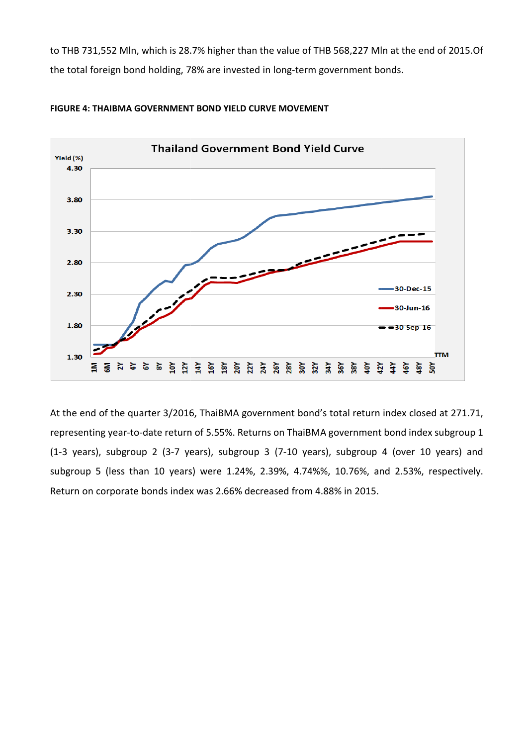to THB 731,552 Mln, which is 28.7% higher than the value of THB 568,227 Mln at the end of 2015.Of the total foreign bond holding, 78% are invested in long-term government bonds.

**FIGURE 4: THAIBMA GOVERNMENT BOND YIELD CURVE MOVEMENT**

Thailand Government Bond Yield Curve

Yield (%)

4.30
3.80
3.30
2.80
2.30
1.80
1.30

1M 6M 2Y 4Y 6Y 8Y 10Y 12Y 14Y 16Y 18Y 20Y 22Y 24Y 26Y 28Y 30Y 32Y 34Y 36Y 38Y 40Y 42Y 44Y 46Y 48Y 50Y

TTM

30-Dec-15
30-Jun-16
30-Sep-16

At the end of the quarter 3/2016, ThaiBMA government bond's total return index closed at 271.71, representing year-to-date return of 5.55%. Returns on ThaiBMA government bond index subgroup 1 (1-3 years), subgroup 2 (3-7 years), subgroup 3 (7-10 years), subgroup 4 (over 10 years) and subgroup 5 (less than 10 years) were 1.24%, 2.39%, 4.74%%, 10.76%, and 2.53%, respectively. Return on corporate bonds index was 2.66% decreased from 4.88% in 2015.